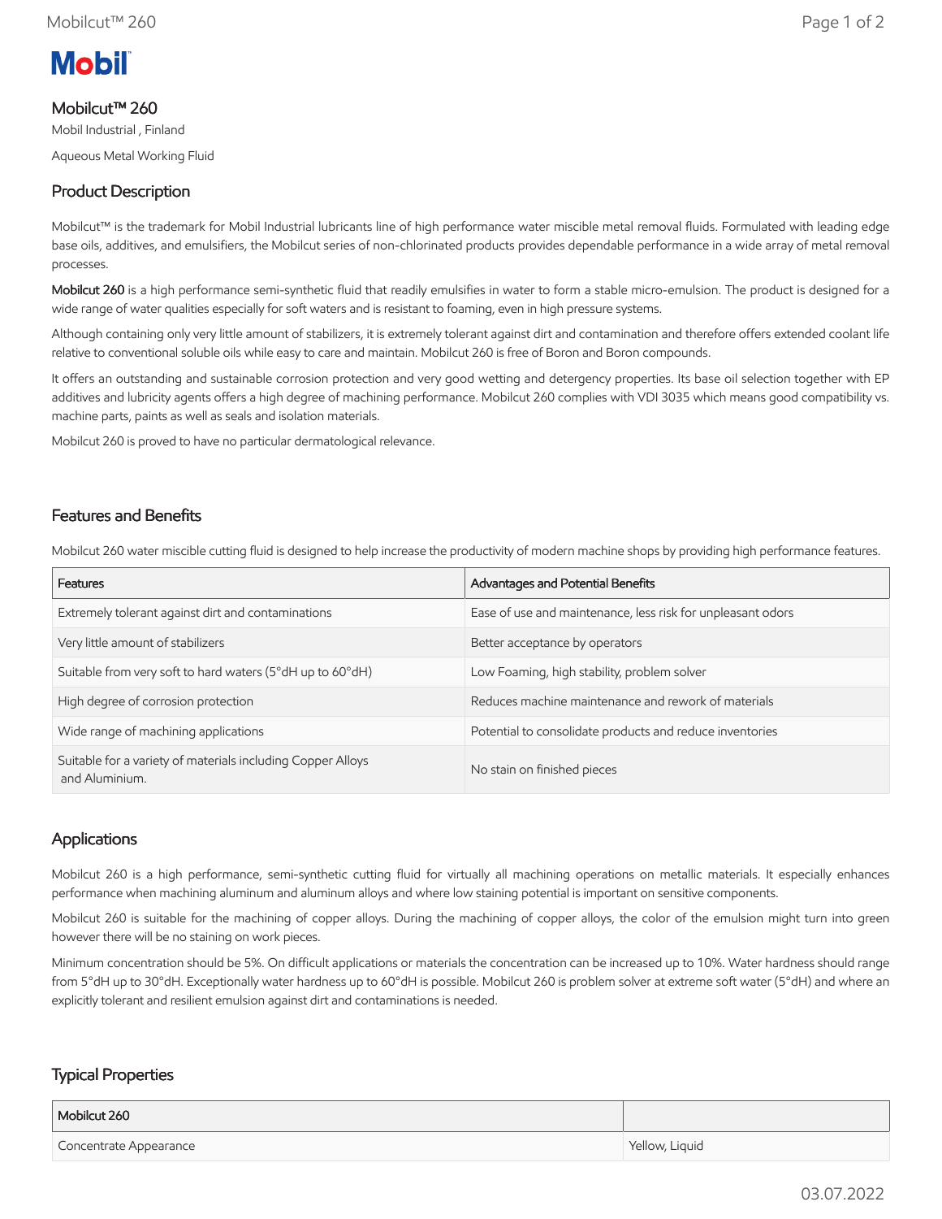Mobil

# Mobilcut™ 260

Mobil Industrial , Finland

Aqueous Metal Working Fluid

## Product Description

Mobilcut™ is the trademark for Mobil Industrial lubricants line of high performance water miscible metal removal fluids. Formulated with leading edge base oils, additives, and emulsifiers, the Mobilcut series of non-chlorinated products provides dependable performance in a wide array of metal removal processes.

**Mobilcut 260** is a high performance semi-synthetic fluid that readily emulsifies in water to form a stable micro-emulsion. The product is designed for a wide range of water qualities especially for soft waters and is resistant to foaming, even in high pressure systems.

Although containing only very little amount of stabilizers, it is extremely tolerant against dirt and contamination and therefore offers extended coolant life relative to conventional soluble oils while easy to care and maintain. Mobilcut 260 is free of Boron and Boron compounds.

It offers an outstanding and sustainable corrosion protection and very good wetting and detergency properties. Its base oil selection together with EP additives and lubricity agents offers a high degree of machining performance. Mobilcut 260 complies with VDI 3035 which means good compatibility vs. machine parts, paints as well as seals and isolation materials.

Mobilcut 260 is proved to have no particular dermatological relevance.

## Features and Benefits

Mobilcut 260 water miscible cutting fluid is designed to help increase the productivity of modern machine shops by providing high performance features.

| Features | Advantages and Potential Benefits |
| --- | --- |
| Extremely tolerant against dirt and contaminations | Ease of use and maintenance, less risk for unpleasant odors |
| Very little amount of stabilizers | Better acceptance by operators |
| Suitable from very soft to hard waters (5°dH up to 60°dH) | Low Foaming, high stability, problem solver |
| High degree of corrosion protection | Reduces machine maintenance and rework of materials |
| Wide range of machining applications | Potential to consolidate products and reduce inventories |
| Suitable for a variety of materials including Copper Alloys and Aluminium. | No stain on finished pieces |

## Applications

Mobilcut 260 is a high performance, semi-synthetic cutting fluid for virtually all machining operations on metallic materials. It especially enhances performance when machining aluminum and aluminum alloys and where low staining potential is important on sensitive components.

Mobilcut 260 is suitable for the machining of copper alloys. During the machining of copper alloys, the color of the emulsion might turn into green however there will be no staining on work pieces.

Minimum concentration should be 5%. On difficult applications or materials the concentration can be increased up to 10%. Water hardness should range from 5°dH up to 30°dH. Exceptionally water hardness up to 60°dH is possible. Mobilcut 260 is problem solver at extreme soft water (5°dH) and where an explicitly tolerant and resilient emulsion against dirt and contaminations is needed.

## Typical Properties

| Mobilcut 260 | |
| --- | --- |
| Concentrate Appearance | Yellow, Liquid |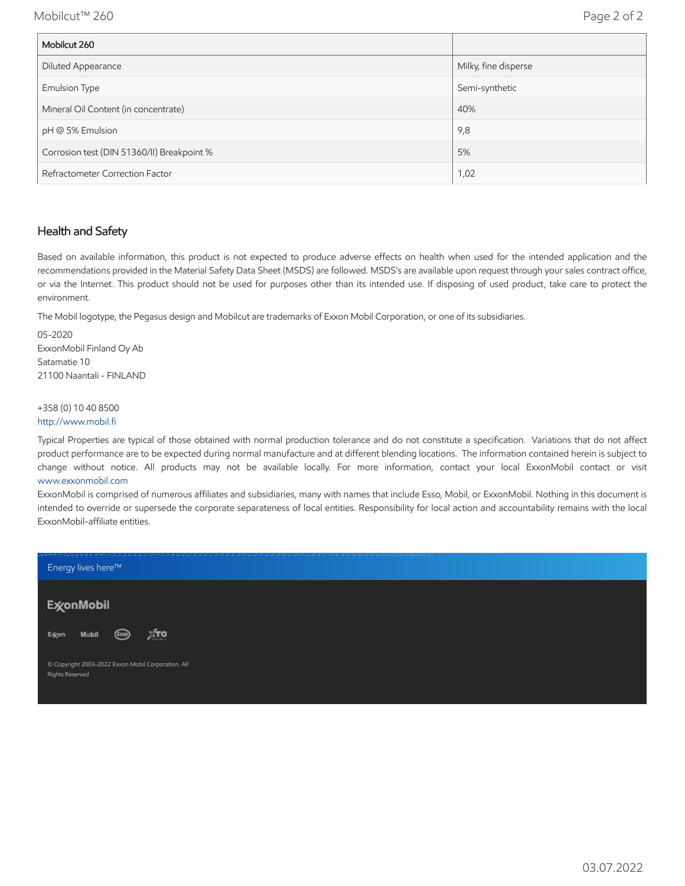| Mobilcut 260 | |
|---|---|
| Diluted Appearance | Milky, fine disperse |
| Emulsion Type | Semi-synthetic |
| Mineral Oil Content (in concentrate) | 40% |
| pH @ 5% Emulsion | 9,8 |
| Corrosion test (DIN 51360/II) Breakpoint % | 5% |
| Refractometer Correction Factor | 1,02 |

## Health and Safety

Based on available information, this product is not expected to produce adverse effects on health when used for the intended application and the recommendations provided in the Material Safety Data Sheet (MSDS) are followed. MSDS's are available upon request through your sales contract office, or via the Internet. This product should not be used for purposes other than its intended use. If disposing of used product, take care to protect the environment.

The Mobil logotype, the Pegasus design and Mobilcut are trademarks of Exxon Mobil Corporation, or one of its subsidiaries.

05-2020
ExxonMobil Finland Oy Ab
Satamatie 10
21100 Naantali - FINLAND

+358 (0) 10 40 8500
http://www.mobil.fi

Typical Properties are typical of those obtained with normal production tolerance and do not constitute a specification. Variations that do not affect product performance are to be expected during normal manufacture and at different blending locations. The information contained herein is subject to change without notice. All products may not be available locally. For more information, contact your local ExxonMobil contact or visit www.exxonmobil.com

ExxonMobil is comprised of numerous affiliates and subsidiaries, many with names that include Esso, Mobil, or ExxonMobil. Nothing in this document is intended to override or supersede the corporate separateness of local entities. Responsibility for local action and accountability remains with the local ExxonMobil-affiliate entities.

Energy lives here™

ExxonMobil

Exxon Mobil Esso XTO

© Copyright 2003-2022 Exxon Mobil Corporation. All Rights Reserved